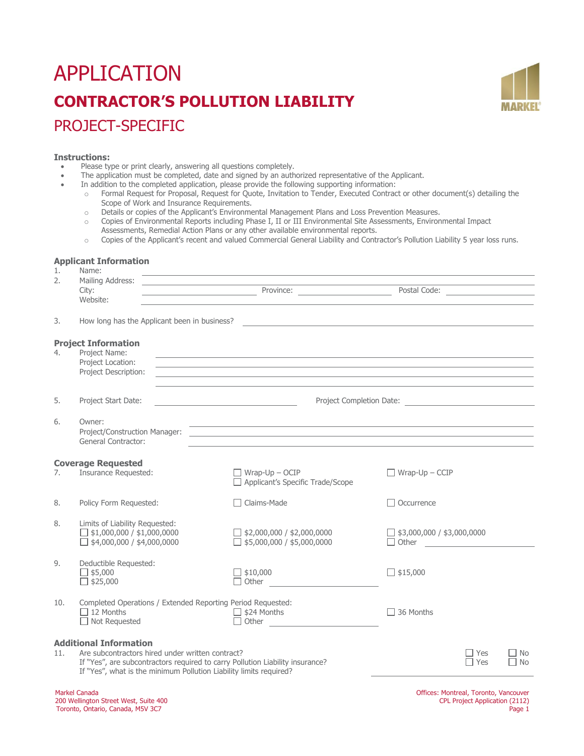# APPLICATION

## CONTRACTOR'S POLLUTION LIABILITY

## PROJECT-SPECIFIC

**Instructions:**

- Please type or print clearly, answering all questions completely.
- The application must be completed, date and signed by an authorized representative of the Applicant.
- In addition to the completed application, please provide the following supporting information:
  - Formal Request for Proposal, Request for Quote, Invitation to Tender, Executed Contract or other document(s) detailing the Scope of Work and Insurance Requirements.
  - Details or copies of the Applicant's Environmental Management Plans and Loss Prevention Measures.
  - Copies of Environmental Reports including Phase I, II or III Environmental Site Assessments, Environmental Impact Assessments, Remedial Action Plans or any other available environmental reports.
  - Copies of the Applicant's recent and valued Commercial General Liability and Contractor's Pollution Liability 5 year loss runs.

### Applicant Information

1. Name: ______________________________
2. Mailing Address: ______________________________
   City: ______________ Province: ______________ Postal Code: ______________
   Website: ______________________________
3. How long has the Applicant been in business? ______________________________

### Project Information

4. Project Name: ______________________________
   Project Location: ______________________________
   Project Description: ______________________________
5. Project Start Date: ______________ Project Completion Date: ______________
6. Owner: ______________________________
   Project/Construction Manager: ______________________________
   General Contractor: ______________________________

### Coverage Requested

7. Insurance Requested: ☐ Wrap-Up – OCIP ☐ Applicant's Specific Trade/Scope ☐ Wrap-Up – CCIP
8. Policy Form Requested: ☐ Claims-Made ☐ Occurrence
8. Limits of Liability Requested:
   ☐ $1,000,000 / $1,000,0000 ☐ $2,000,000 / $2,000,0000 ☐ $3,000,000 / $3,000,0000
   ☐ $4,000,000 / $4,000,0000 ☐ $5,000,000 / $5,000,0000 ☐ Other ______________
9. Deductible Requested:
   ☐ $5,000 ☐ $10,000 ☐ $15,000
   ☐ $25,000 ☐ Other ______________
10. Completed Operations / Extended Reporting Period Requested:
    ☐ 12 Months ☐ $24 Months ☐ 36 Months
    ☐ Not Requested ☐ Other ______________

### Additional Information

11. Are subcontractors hired under written contract? ☐ Yes ☐ No
    If "Yes", are subcontractors required to carry Pollution Liability insurance? ☐ Yes ☐ No
    If "Yes", what is the minimum Pollution Liability limits required? ______________

Markel Canada
200 Wellington Street West, Suite 400
Toronto, Ontario, Canada, M5V 3C7

Offices: Montreal, Toronto, Vancouver
CPL Project Application (2112)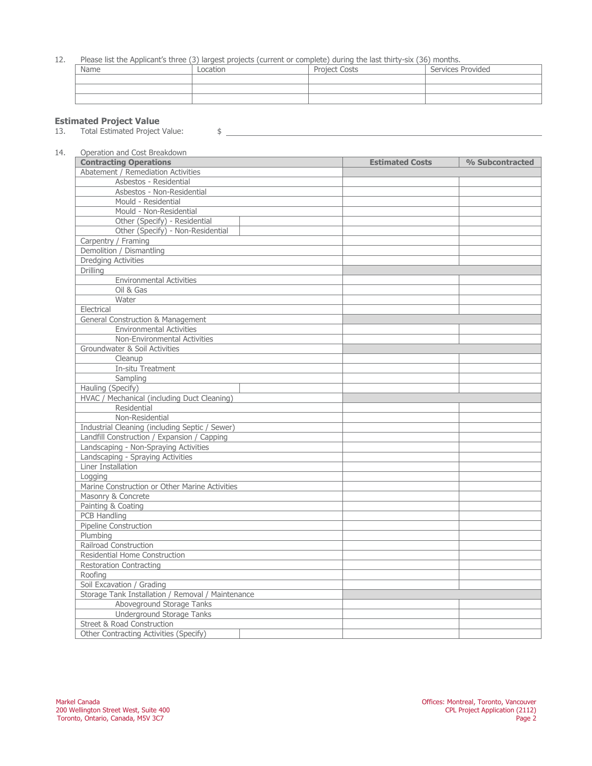12. Please list the Applicant's three (3) largest projects (current or complete) during the last thirty-six (36) months.

| Name | Location | Project Costs | Services Provided |
|---|---|---|---|
| | | | |
| | | | |
| | | | |

## Estimated Project Value

13. Total Estimated Project Value: $ ______________________________

14. Operation and Cost Breakdown

| **Contracting Operations** | **Estimated Costs** | **% Subcontracted** |
|---|---|---|
| Abatement / Remediation Activities | | |
| Asbestos - Residential | | |
| Asbestos - Non-Residential | | |
| Mould - Residential | | |
| Mould - Non-Residential | | |
| Other (Specify) - Residential | | |
| Other (Specify) - Non-Residential | | |
| Carpentry / Framing | | |
| Demolition / Dismantling | | |
| Dredging Activities | | |
| Drilling | | |
| Environmental Activities | | |
| Oil & Gas | | |
| Water | | |
| Electrical | | |
| General Construction & Management | | |
| Environmental Activities | | |
| Non-Environmental Activities | | |
| Groundwater & Soil Activities | | |
| Cleanup | | |
| In-situ Treatment | | |
| Sampling | | |
| Hauling (Specify) | | |
| HVAC / Mechanical (including Duct Cleaning) | | |
| Residential | | |
| Non-Residential | | |
| Industrial Cleaning (including Septic / Sewer) | | |
| Landfill Construction / Expansion / Capping | | |
| Landscaping - Non-Spraying Activities | | |
| Landscaping - Spraying Activities | | |
| Liner Installation | | |
| Logging | | |
| Marine Construction or Other Marine Activities | | |
| Masonry & Concrete | | |
| Painting & Coating | | |
| PCB Handling | | |
| Pipeline Construction | | |
| Plumbing | | |
| Railroad Construction | | |
| Residential Home Construction | | |
| Restoration Contracting | | |
| Roofing | | |
| Soil Excavation / Grading | | |
| Storage Tank Installation / Removal / Maintenance | | |
| Aboveground Storage Tanks | | |
| Underground Storage Tanks | | |
| Street & Road Construction | | |
| Other Contracting Activities (Specify) | | |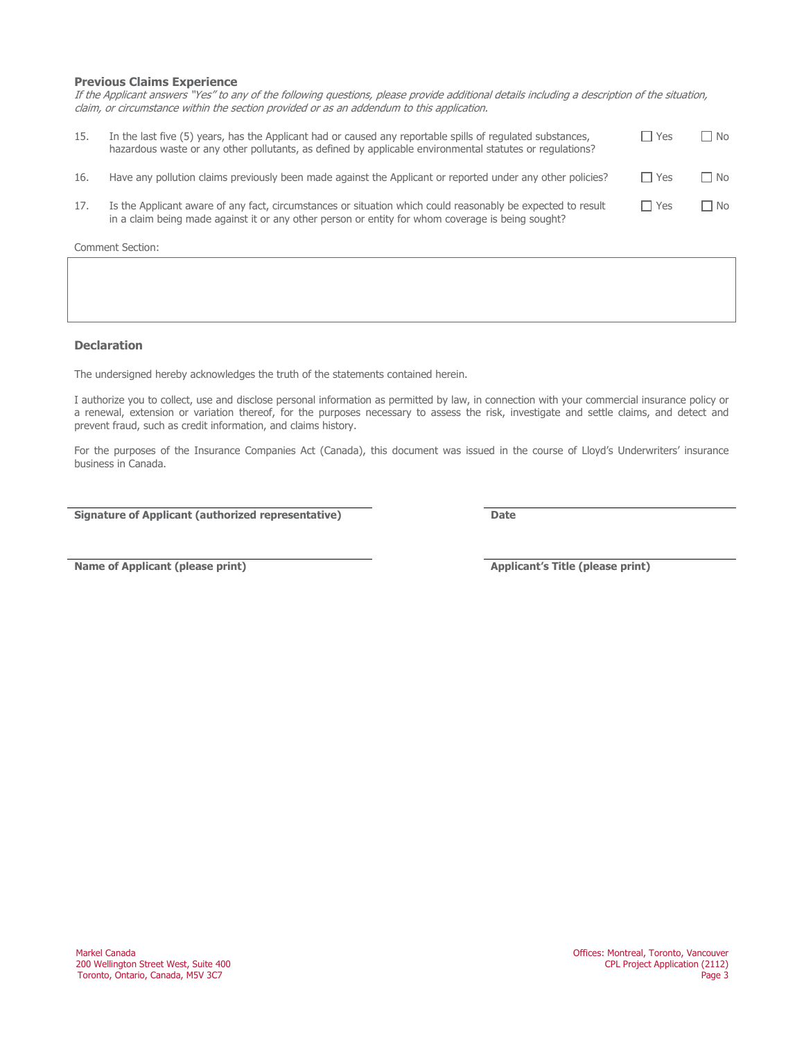### Previous Claims Experience

*If the Applicant answers "Yes" to any of the following questions, please provide additional details including a description of the situation, claim, or circumstance within the section provided or as an addendum to this application.*

15. In the last five (5) years, has the Applicant had or caused any reportable spills of regulated substances, hazardous waste or any other pollutants, as defined by applicable environmental statutes or regulations? ☐ Yes ☐ No

16. Have any pollution claims previously been made against the Applicant or reported under any other policies? ☐ Yes ☐ No

17. Is the Applicant aware of any fact, circumstances or situation which could reasonably be expected to result in a claim being made against it or any other person or entity for whom coverage is being sought? ☐ Yes ☐ No

Comment Section:

### Declaration

The undersigned hereby acknowledges the truth of the statements contained herein.

I authorize you to collect, use and disclose personal information as permitted by law, in connection with your commercial insurance policy or a renewal, extension or variation thereof, for the purposes necessary to assess the risk, investigate and settle claims, and detect and prevent fraud, such as credit information, and claims history.

For the purposes of the Insurance Companies Act (Canada), this document was issued in the course of Lloyd's Underwriters' insurance business in Canada.

**Signature of Applicant (authorized representative)** ______________________

**Date** ______________________

**Name of Applicant (please print)** ______________________

**Applicant's Title (please print)** ______________________

Markel Canada
200 Wellington Street West, Suite 400
Toronto, Ontario, Canada, M5V 3C7

Offices: Montreal, Toronto, Vancouver
CPL Project Application (2112)